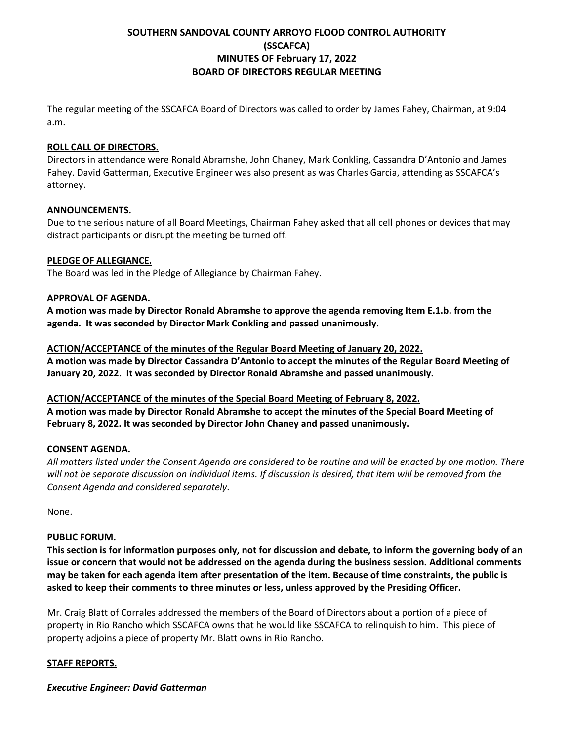# SOUTHERN SANDOVAL COUNTY ARROYO FLOOD CONTROL AUTHORITY (SSCAFCA) MINUTES OF February 17, 2022 BOARD OF DIRECTORS REGULAR MEETING

The regular meeting of the SSCAFCA Board of Directors was called to order by James Fahey, Chairman, at 9:04 a.m.

**ROLL CALL OF DIRECTORS.**

Directors in attendance were Ronald Abramshe, John Chaney, Mark Conkling, Cassandra D'Antonio and James Fahey. David Gatterman, Executive Engineer was also present as was Charles Garcia, attending as SSCAFCA's attorney.

**ANNOUNCEMENTS.**

Due to the serious nature of all Board Meetings, Chairman Fahey asked that all cell phones or devices that may distract participants or disrupt the meeting be turned off.

**PLEDGE OF ALLEGIANCE.**

The Board was led in the Pledge of Allegiance by Chairman Fahey.

**APPROVAL OF AGENDA.**

**A motion was made by Director Ronald Abramshe to approve the agenda removing Item E.1.b. from the agenda. It was seconded by Director Mark Conkling and passed unanimously.**

**ACTION/ACCEPTANCE of the minutes of the Regular Board Meeting of January 20, 2022.**

**A motion was made by Director Cassandra D'Antonio to accept the minutes of the Regular Board Meeting of January 20, 2022. It was seconded by Director Ronald Abramshe and passed unanimously.**

**ACTION/ACCEPTANCE of the minutes of the Special Board Meeting of February 8, 2022.**

**A motion was made by Director Ronald Abramshe to accept the minutes of the Special Board Meeting of February 8, 2022. It was seconded by Director John Chaney and passed unanimously.**

**CONSENT AGENDA.**

*All matters listed under the Consent Agenda are considered to be routine and will be enacted by one motion. There will not be separate discussion on individual items. If discussion is desired, that item will be removed from the Consent Agenda and considered separately.*

None.

**PUBLIC FORUM.**

**This section is for information purposes only, not for discussion and debate, to inform the governing body of an issue or concern that would not be addressed on the agenda during the business session. Additional comments may be taken for each agenda item after presentation of the item. Because of time constraints, the public is asked to keep their comments to three minutes or less, unless approved by the Presiding Officer.**

Mr. Craig Blatt of Corrales addressed the members of the Board of Directors about a portion of a piece of property in Rio Rancho which SSCAFCA owns that he would like SSCAFCA to relinquish to him. This piece of property adjoins a piece of property Mr. Blatt owns in Rio Rancho.

**STAFF REPORTS.**

***Executive Engineer: David Gatterman***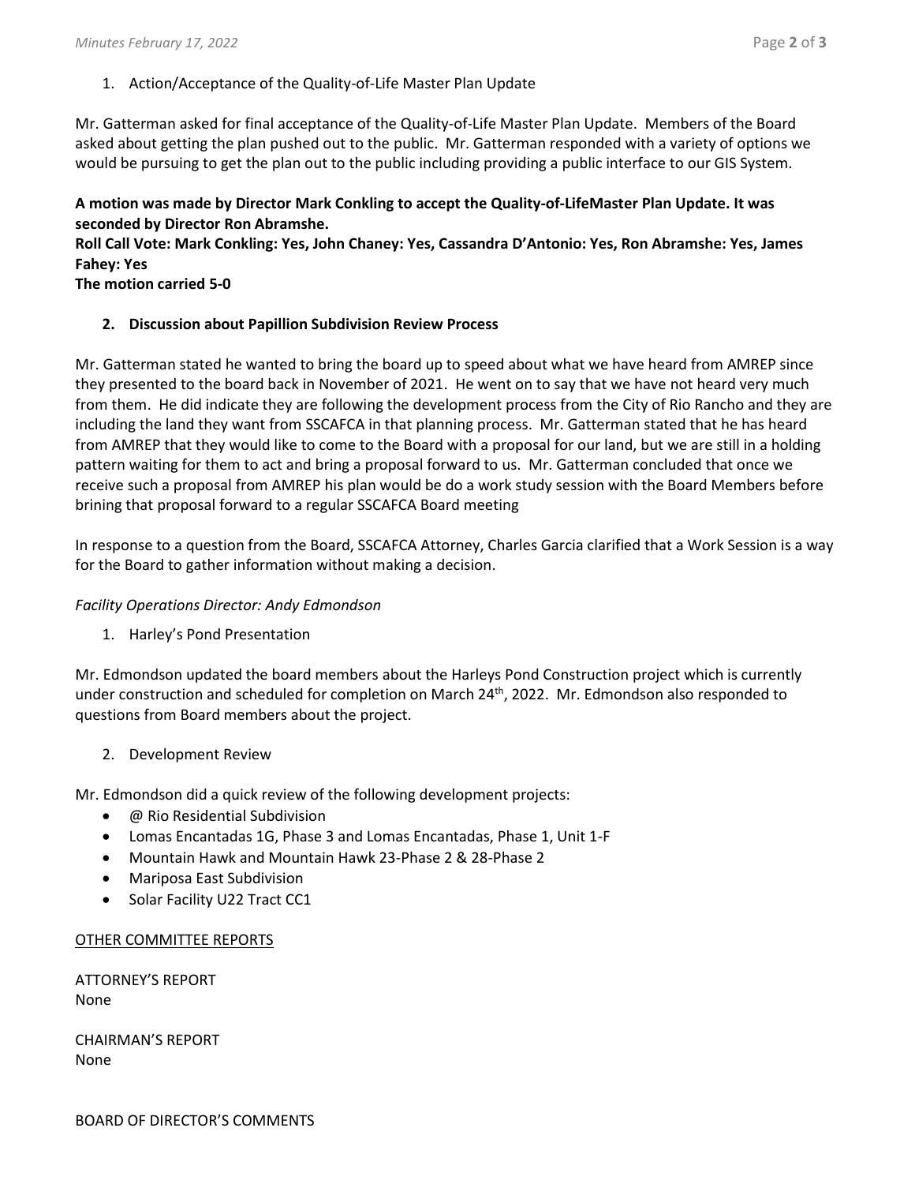1. Action/Acceptance of the Quality-of-Life Master Plan Update

Mr. Gatterman asked for final acceptance of the Quality-of-Life Master Plan Update. Members of the Board asked about getting the plan pushed out to the public. Mr. Gatterman responded with a variety of options we would be pursuing to get the plan out to the public including providing a public interface to our GIS System.

**A motion was made by Director Mark Conkling to accept the Quality-of-LifeMaster Plan Update. It was seconded by Director Ron Abramshe.**
**Roll Call Vote: Mark Conkling: Yes, John Chaney: Yes, Cassandra D'Antonio: Yes, Ron Abramshe: Yes, James Fahey: Yes**
**The motion carried 5-0**

2. **Discussion about Papillion Subdivision Review Process**

Mr. Gatterman stated he wanted to bring the board up to speed about what we have heard from AMREP since they presented to the board back in November of 2021. He went on to say that we have not heard very much from them. He did indicate they are following the development process from the City of Rio Rancho and they are including the land they want from SSCAFCA in that planning process. Mr. Gatterman stated that he has heard from AMREP that they would like to come to the Board with a proposal for our land, but we are still in a holding pattern waiting for them to act and bring a proposal forward to us. Mr. Gatterman concluded that once we receive such a proposal from AMREP his plan would be do a work study session with the Board Members before brining that proposal forward to a regular SSCAFCA Board meeting

In response to a question from the Board, SSCAFCA Attorney, Charles Garcia clarified that a Work Session is a way for the Board to gather information without making a decision.

*Facility Operations Director: Andy Edmondson*

1. Harley's Pond Presentation

Mr. Edmondson updated the board members about the Harleys Pond Construction project which is currently under construction and scheduled for completion on March 24th, 2022. Mr. Edmondson also responded to questions from Board members about the project.

2. Development Review

Mr. Edmondson did a quick review of the following development projects:

- @ Rio Residential Subdivision
- Lomas Encantadas 1G, Phase 3 and Lomas Encantadas, Phase 1, Unit 1-F
- Mountain Hawk and Mountain Hawk 23-Phase 2 & 28-Phase 2
- Mariposa East Subdivision
- Solar Facility U22 Tract CC1

OTHER COMMITTEE REPORTS

ATTORNEY'S REPORT
None

CHAIRMAN'S REPORT
None

BOARD OF DIRECTOR'S COMMENTS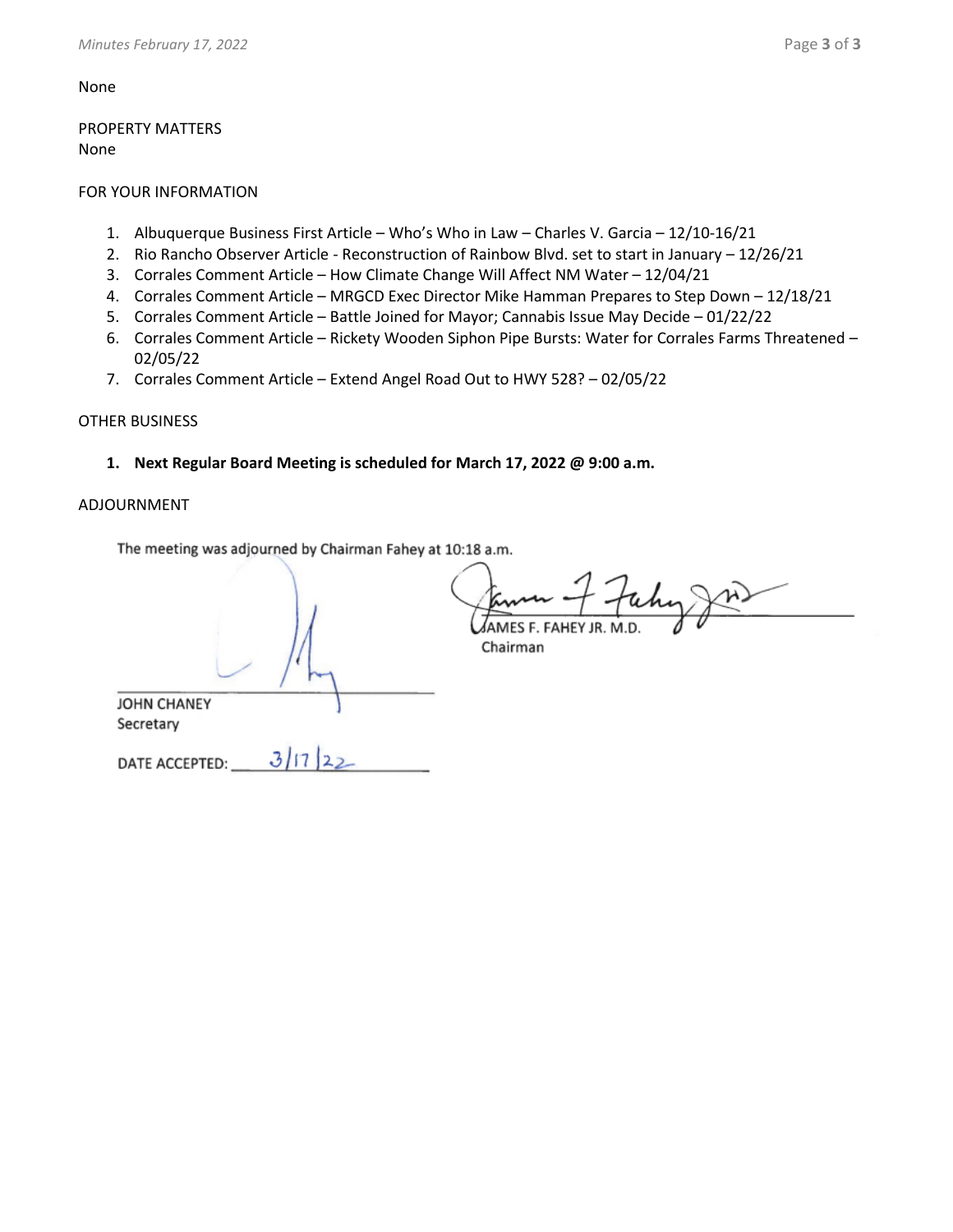None

PROPERTY MATTERS
None

FOR YOUR INFORMATION

1. Albuquerque Business First Article – Who's Who in Law – Charles V. Garcia – 12/10-16/21
2. Rio Rancho Observer Article - Reconstruction of Rainbow Blvd. set to start in January – 12/26/21
3. Corrales Comment Article – How Climate Change Will Affect NM Water – 12/04/21
4. Corrales Comment Article – MRGCD Exec Director Mike Hamman Prepares to Step Down – 12/18/21
5. Corrales Comment Article – Battle Joined for Mayor; Cannabis Issue May Decide – 01/22/22
6. Corrales Comment Article – Rickety Wooden Siphon Pipe Bursts: Water for Corrales Farms Threatened – 02/05/22
7. Corrales Comment Article – Extend Angel Road Out to HWY 528? – 02/05/22

OTHER BUSINESS

1. **Next Regular Board Meeting is scheduled for March 17, 2022 @ 9:00 a.m.**

ADJOURNMENT

The meeting was adjourned by Chairman Fahey at 10:18 a.m.

JAMES F. FAHEY JR. M.D.
Chairman

JOHN CHANEY
Secretary

DATE ACCEPTED: 3/17/22